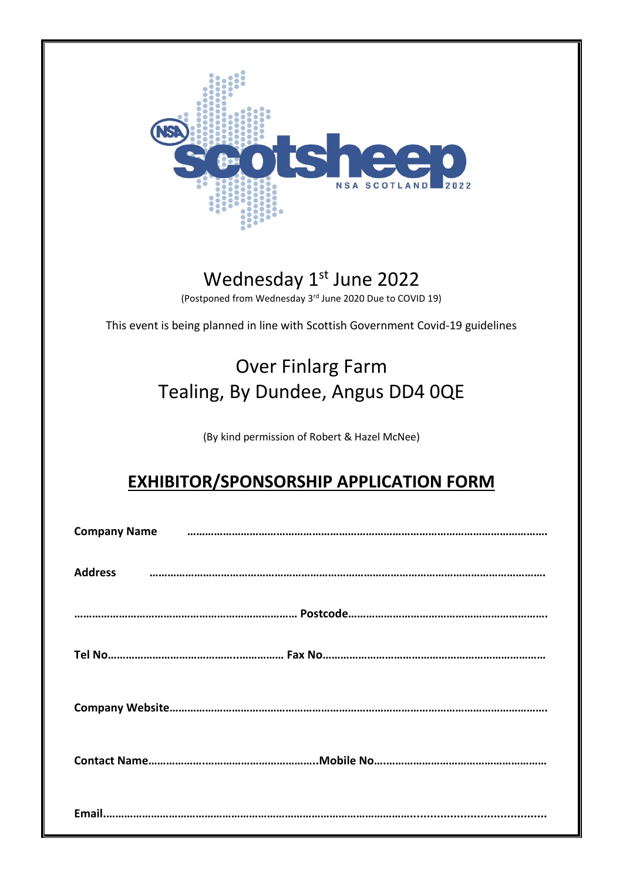NSA scotsheep NSA SCOTLAND 2022

# Wednesday 1st June 2022

(Postponed from Wednesday 3rd June 2020 Due to COVID 19)

This event is being planned in line with Scottish Government Covid-19 guidelines

## Over Finlarg Farm
## Tealing, By Dundee, Angus DD4 0QE

(By kind permission of Robert & Hazel McNee)

## EXHIBITOR/SPONSORSHIP APPLICATION FORM

**Company Name** ……………………………………………………………………………………………………………

**Address** …………………………………………………………………………………………………………………………

………………………………………………………………… **Postcode**…………………………………………………………

**Tel No**………………………………………………… **Fax No**…………………………………………………………………

**Company Website**…………………………………………………………………………………………………………………

**Contact Name**……………………………………………………**Mobile No**…………………………………………………

**Email**……………………………………………………………………………………………………………………………………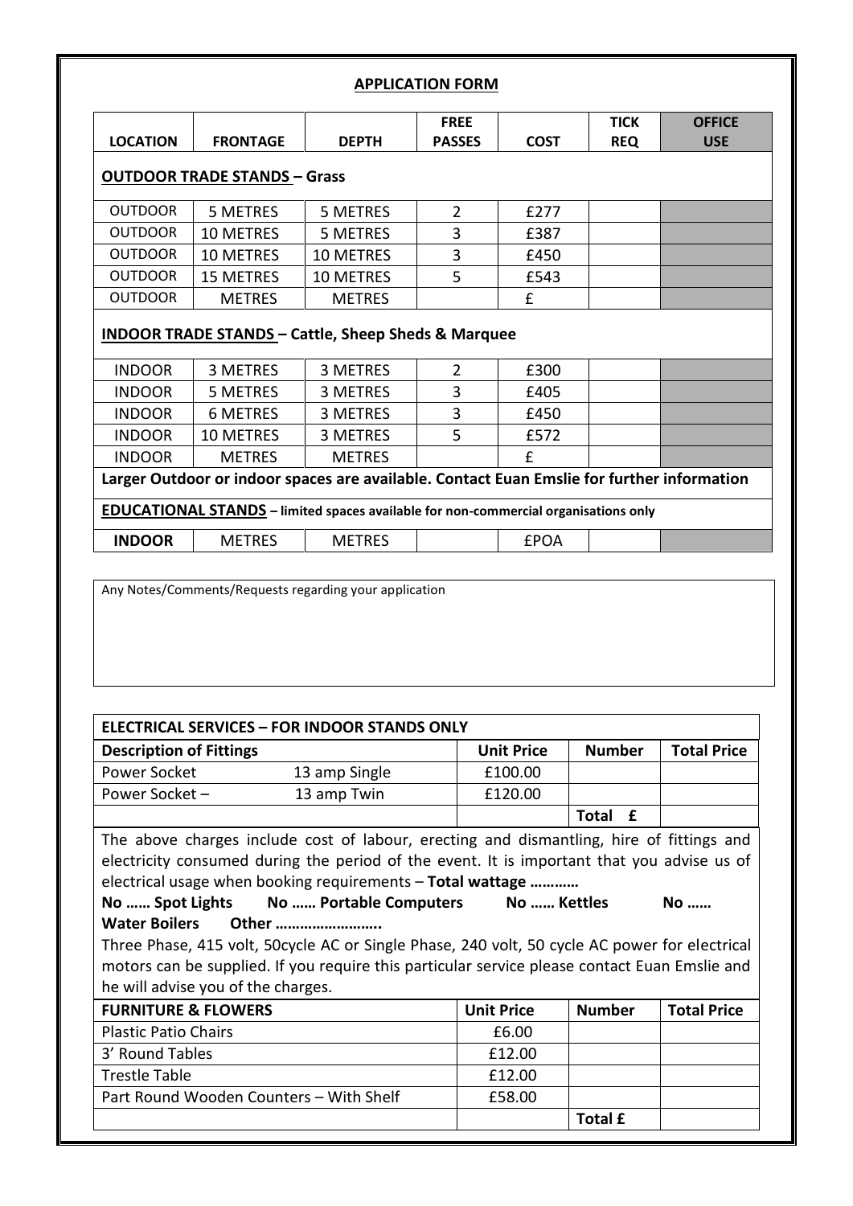## APPLICATION FORM

| LOCATION | FRONTAGE | DEPTH | FREE PASSES | COST | TICK REQ | OFFICE USE |
|---|---|---|---|---|---|---|
| **OUTDOOR TRADE STANDS – Grass** | | | | | | |
| OUTDOOR | 5 METRES | 5 METRES | 2 | £277 | | |
| OUTDOOR | 10 METRES | 5 METRES | 3 | £387 | | |
| OUTDOOR | 10 METRES | 10 METRES | 3 | £450 | | |
| OUTDOOR | 15 METRES | 10 METRES | 5 | £543 | | |
| OUTDOOR | METRES | METRES | | £ | | |
| **INDOOR TRADE STANDS – Cattle, Sheep Sheds & Marquee** | | | | | | |
| INDOOR | 3 METRES | 3 METRES | 2 | £300 | | |
| INDOOR | 5 METRES | 3 METRES | 3 | £405 | | |
| INDOOR | 6 METRES | 3 METRES | 3 | £450 | | |
| INDOOR | 10 METRES | 3 METRES | 5 | £572 | | |
| INDOOR | METRES | METRES | | £ | | |
| **Larger Outdoor or indoor spaces are available. Contact Euan Emslie for further information** | | | | | | |
| **EDUCATIONAL STANDS – limited spaces available for non-commercial organisations only** | | | | | | |
| **INDOOR** | METRES | METRES | | £POA | | |

Any Notes/Comments/Requests regarding your application

| ELECTRICAL SERVICES – FOR INDOOR STANDS ONLY | | | | |
|---|---|---|---|---|
| **Description of Fittings** | | **Unit Price** | **Number** | **Total Price** |
| Power Socket | 13 amp Single | £100.00 | | |
| Power Socket – | 13 amp Twin | £120.00 | | |
| | | | **Total £** | |

The above charges include cost of labour, erecting and dismantling, hire of fittings and electricity consumed during the period of the event. It is important that you advise us of electrical usage when booking requirements – **Total wattage …………**

**No …… Spot Lights No …… Portable Computers No …… Kettles No …… Water Boilers Other ……………………..**

Three Phase, 415 volt, 50cycle AC or Single Phase, 240 volt, 50 cycle AC power for electrical motors can be supplied. If you require this particular service please contact Euan Emslie and he will advise you of the charges.

| FURNITURE & FLOWERS | Unit Price | Number | Total Price |
|---|---|---|---|
| Plastic Patio Chairs | £6.00 | | |
| 3' Round Tables | £12.00 | | |
| Trestle Table | £12.00 | | |
| Part Round Wooden Counters – With Shelf | £58.00 | | |
| | | **Total £** | |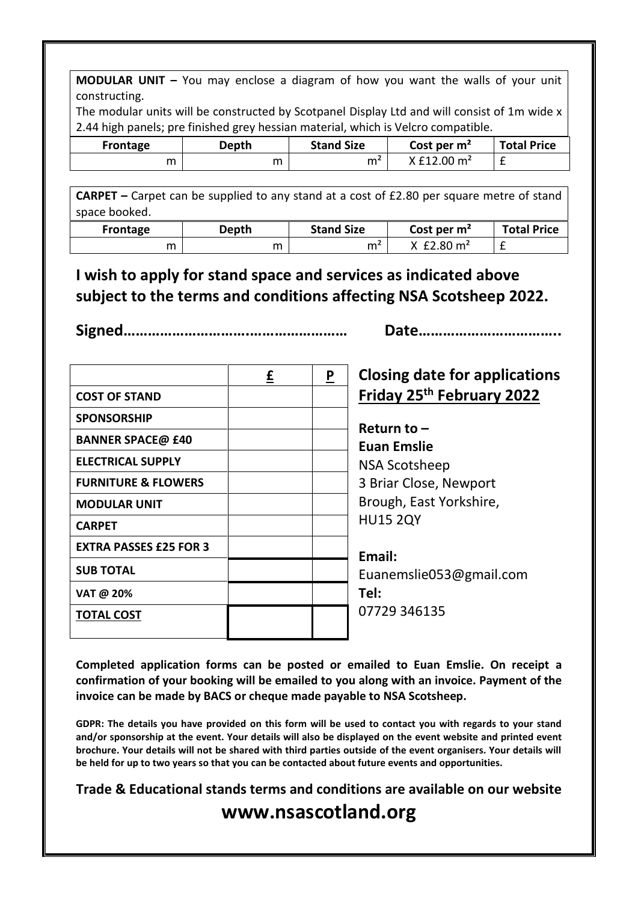**MODULAR UNIT –** You may enclose a diagram of how you want the walls of your unit constructing.

The modular units will be constructed by Scotpanel Display Ltd and will consist of 1m wide x 2.44 high panels; pre finished grey hessian material, which is Velcro compatible.

| Frontage | Depth | Stand Size | Cost per m² | Total Price |
|---|---|---|---|---|
| m | m | m² | X £12.00 m² | £ |

**CARPET –** Carpet can be supplied to any stand at a cost of £2.80 per square metre of stand space booked.

| Frontage | Depth | Stand Size | Cost per m² | Total Price |
|---|---|---|---|---|
| m | m | m² | X £2.80 m² | £ |

## I wish to apply for stand space and services as indicated above subject to the terms and conditions affecting NSA Scotsheep 2022.

**Signed……………………………………………… Date……………………………..**

| | £ | P |
|---|---|---|
| COST OF STAND | | |
| SPONSORSHIP | | |
| BANNER SPACE@ £40 | | |
| ELECTRICAL SUPPLY | | |
| FURNITURE & FLOWERS | | |
| MODULAR UNIT | | |
| CARPET | | |
| EXTRA PASSES £25 FOR 3 | | |
| SUB TOTAL | | |
| VAT @ 20% | | |
| TOTAL COST | | |

## Closing date for applications Friday 25th February 2022

**Return to –**
**Euan Emslie**
NSA Scotsheep
3 Briar Close, Newport
Brough, East Yorkshire,
HU15 2QY

**Email:**
Euanemslie053@gmail.com
**Tel:**
07729 346135

**Completed application forms can be posted or emailed to Euan Emslie. On receipt a confirmation of your booking will be emailed to you along with an invoice. Payment of the invoice can be made by BACS or cheque made payable to NSA Scotsheep.**

**GDPR: The details you have provided on this form will be used to contact you with regards to your stand and/or sponsorship at the event. Your details will also be displayed on the event website and printed event brochure. Your details will not be shared with third parties outside of the event organisers. Your details will be held for up to two years so that you can be contacted about future events and opportunities.**

**Trade & Educational stands terms and conditions are available on our website**

## www.nsascotland.org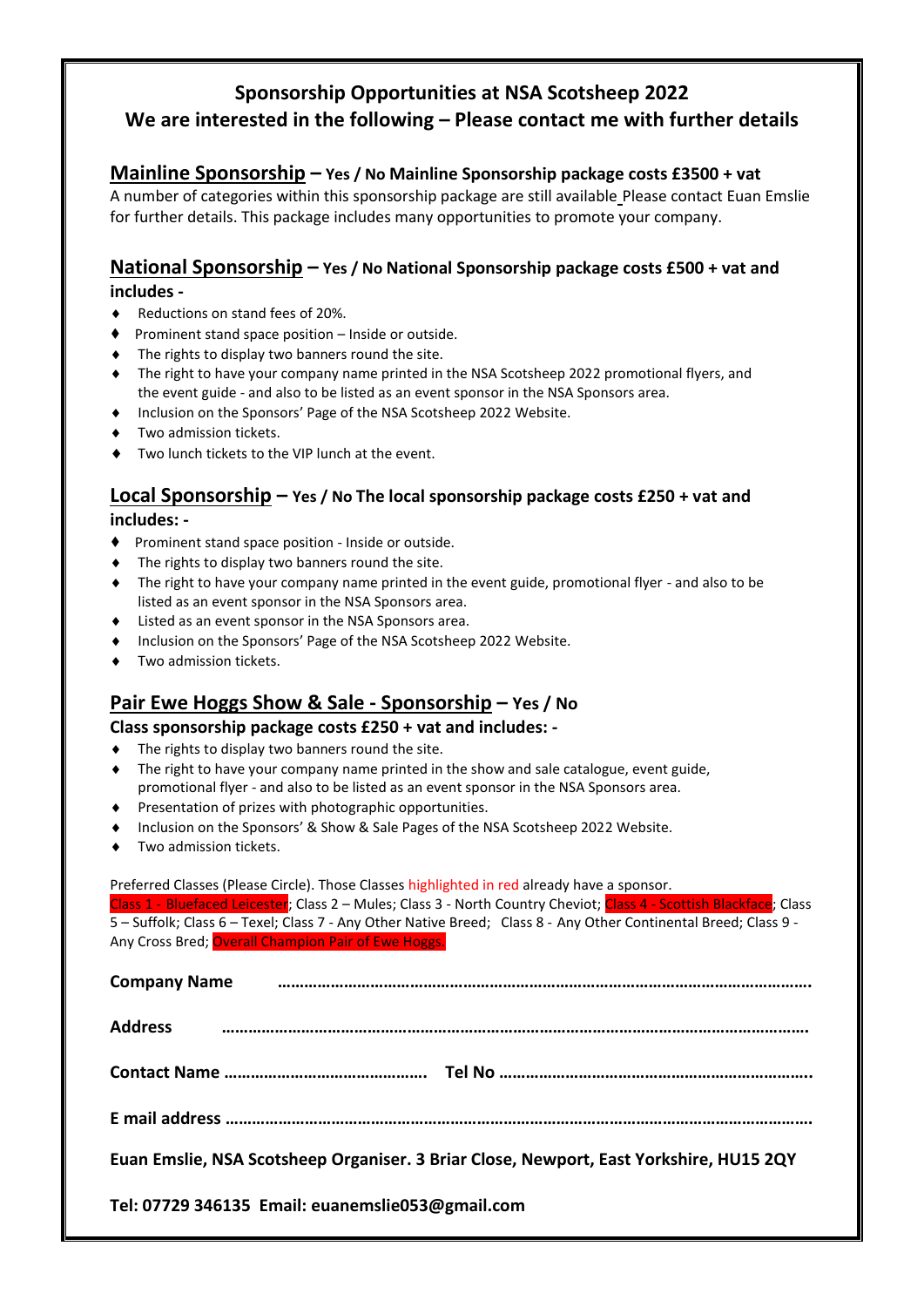## Sponsorship Opportunities at NSA Scotsheep 2022

## We are interested in the following – Please contact me with further details

**Mainline Sponsorship – Yes / No Mainline Sponsorship package costs £3500 + vat**

A number of categories within this sponsorship package are still available Please contact Euan Emslie for further details. This package includes many opportunities to promote your company.

**National Sponsorship – Yes / No National Sponsorship package costs £500 + vat and includes -**

- Reductions on stand fees of 20%.
- Prominent stand space position – Inside or outside.
- The rights to display two banners round the site.
- The right to have your company name printed in the NSA Scotsheep 2022 promotional flyers, and the event guide - and also to be listed as an event sponsor in the NSA Sponsors area.
- Inclusion on the Sponsors' Page of the NSA Scotsheep 2022 Website.
- Two admission tickets.
- Two lunch tickets to the VIP lunch at the event.

**Local Sponsorship – Yes / No The local sponsorship package costs £250 + vat and includes: -**

- Prominent stand space position - Inside or outside.
- The rights to display two banners round the site.
- The right to have your company name printed in the event guide, promotional flyer - and also to be listed as an event sponsor in the NSA Sponsors area.
- Listed as an event sponsor in the NSA Sponsors area.
- Inclusion on the Sponsors' Page of the NSA Scotsheep 2022 Website.
- Two admission tickets.

**Pair Ewe Hoggs Show & Sale - Sponsorship – Yes / No**

**Class sponsorship package costs £250 + vat and includes: -**

- The rights to display two banners round the site.
- The right to have your company name printed in the show and sale catalogue, event guide, promotional flyer - and also to be listed as an event sponsor in the NSA Sponsors area.
- Presentation of prizes with photographic opportunities.
- Inclusion on the Sponsors' & Show & Sale Pages of the NSA Scotsheep 2022 Website.
- Two admission tickets.

Preferred Classes (Please Circle). Those Classes highlighted in red already have a sponsor.

Class 1 - Bluefaced Leicester; Class 2 – Mules; Class 3 - North Country Cheviot; Class 4 - Scottish Blackface; Class 5 – Suffolk; Class 6 – Texel; Class 7 - Any Other Native Breed; Class 8 - Any Other Continental Breed; Class 9 - Any Cross Bred; Overall Champion Pair of Ewe Hoggs.

**Company Name** ……………………………………………………………………………………………………….

**Address** ……………………………………………………………………………………………………….

**Contact Name** ……………………………………… **Tel No** ……………………………………………………………..

**E mail address** ……………………………………………………………………………………………………….

**Euan Emslie, NSA Scotsheep Organiser. 3 Briar Close, Newport, East Yorkshire, HU15 2QY**

**Tel: 07729 346135 Email: euanemslie053@gmail.com**